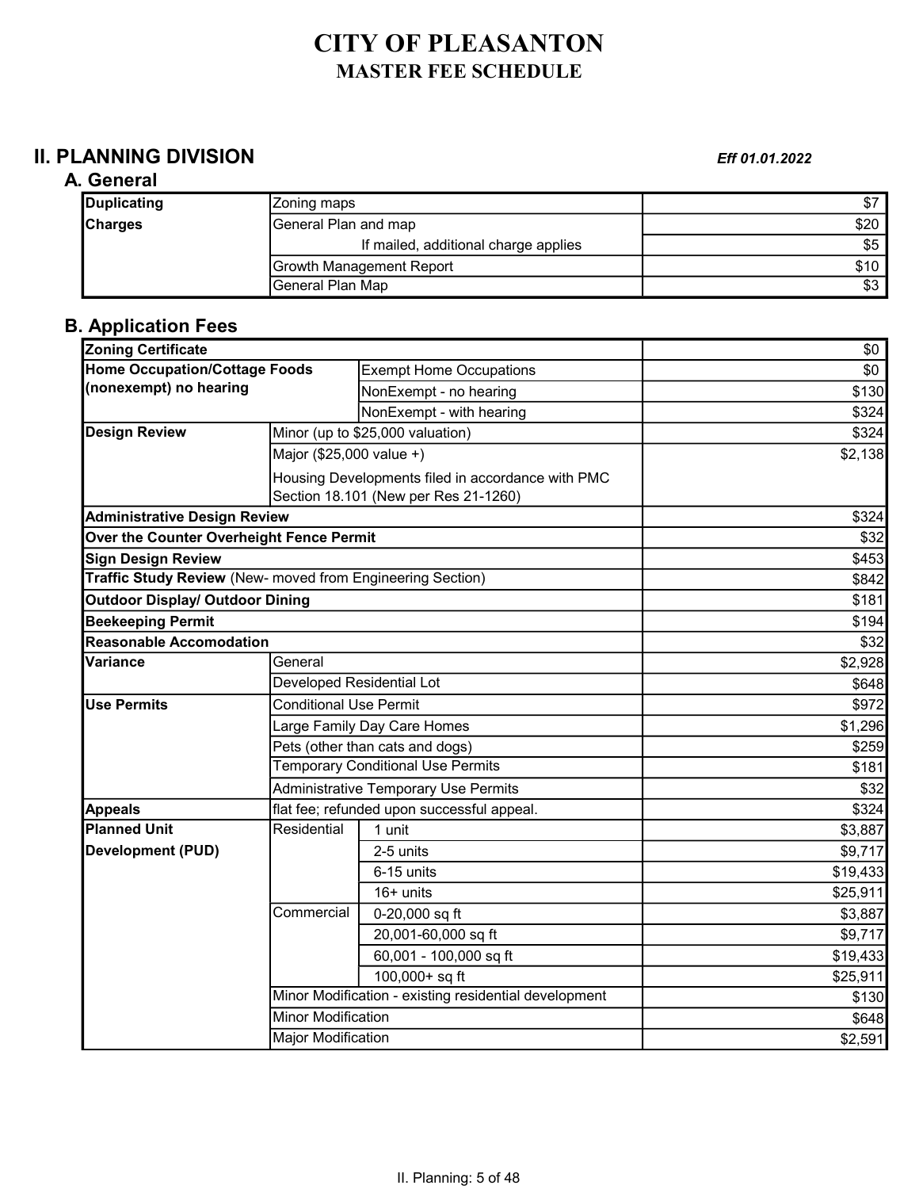# CITY OF PLEASANTON
## MASTER FEE SCHEDULE

## II. PLANNING DIVISION

*Eff 01.01.2022*

### A. General

| | | |
|---|---|---|
| **Duplicating Charges** | Zoning maps | $7 |
| | General Plan and map | $20 |
| | If mailed, additional charge applies | $5 |
| | Growth Management Report | $10 |
| | General Plan Map | $3 |

### B. Application Fees

| | | | |
|---|---|---|---|
| **Zoning Certificate** | | | $0 |
| **Home Occupation/Cottage Foods (nonexempt) no hearing** | | Exempt Home Occupations | $0 |
| | | NonExempt - no hearing | $130 |
| | | NonExempt - with hearing | $324 |
| **Design Review** | Minor (up to $25,000 valuation) | | $324 |
| | Major ($25,000 value +) | | $2,138 |
| | Housing Developments filed in accordance with PMC Section 18.101 (New per Res 21-1260) | | |
| **Administrative Design Review** | | | $324 |
| **Over the Counter Overheight Fence Permit** | | | $32 |
| **Sign Design Review** | | | $453 |
| **Traffic Study Review** (New- moved from Engineering Section) | | | $842 |
| **Outdoor Display/ Outdoor Dining** | | | $181 |
| **Beekeeping Permit** | | | $194 |
| **Reasonable Accomodation** | | | $32 |
| **Variance** | General | | $2,928 |
| | Developed Residential Lot | | $648 |
| **Use Permits** | Conditional Use Permit | | $972 |
| | Large Family Day Care Homes | | $1,296 |
| | Pets (other than cats and dogs) | | $259 |
| | Temporary Conditional Use Permits | | $181 |
| | Administrative Temporary Use Permits | | $32 |
| **Appeals** | flat fee; refunded upon successful appeal. | | $324 |
| **Planned Unit Development (PUD)** | Residential | 1 unit | $3,887 |
| | | 2-5 units | $9,717 |
| | | 6-15 units | $19,433 |
| | | 16+ units | $25,911 |
| | Commercial | 0-20,000 sq ft | $3,887 |
| | | 20,001-60,000 sq ft | $9,717 |
| | | 60,001 - 100,000 sq ft | $19,433 |
| | | 100,000+ sq ft | $25,911 |
| | Minor Modification - existing residential development | | $130 |
| | Minor Modification | | $648 |
| | Major Modification | | $2,591 |